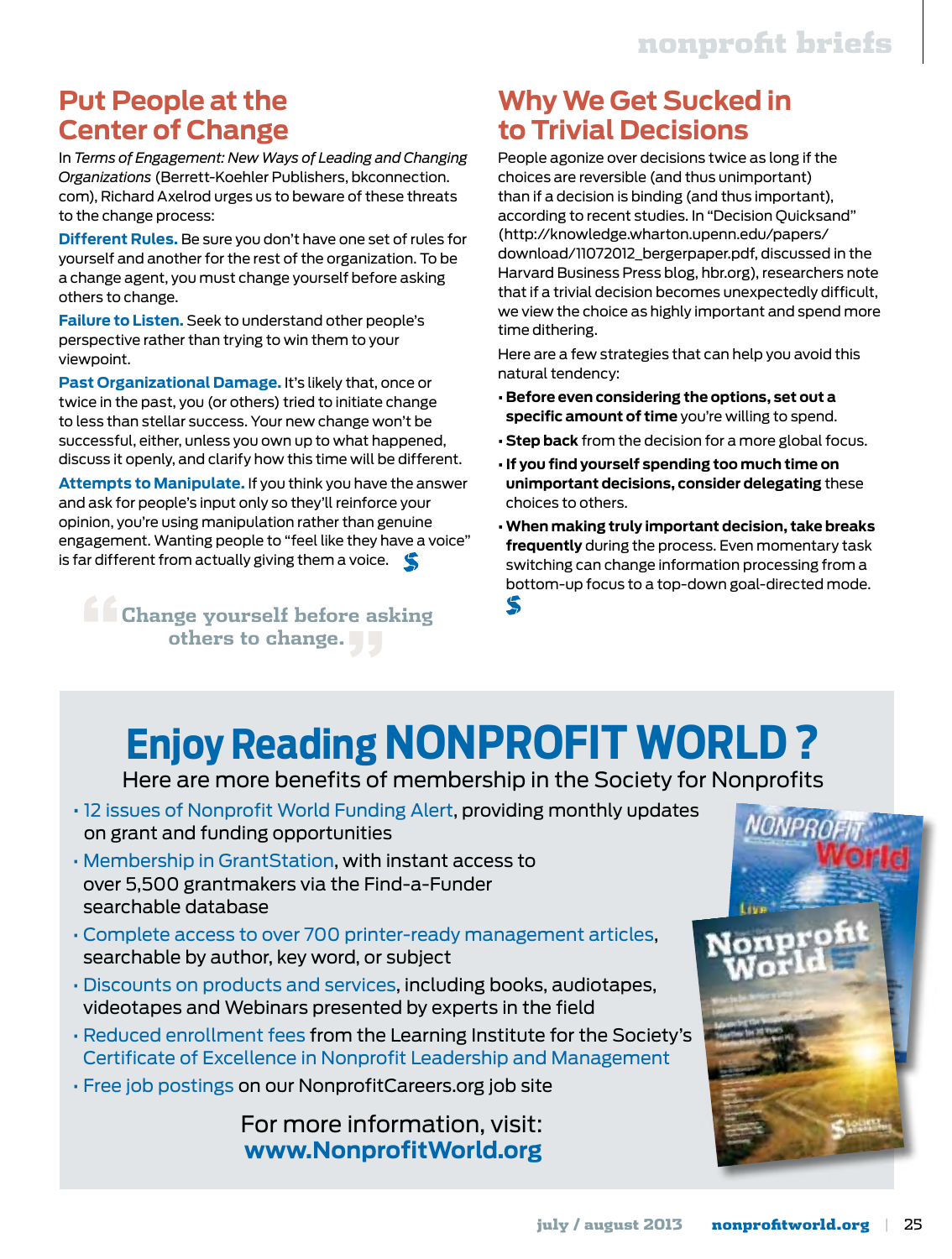## Put People at the Center of Change

In *Terms of Engagement: New Ways of Leading and Changing Organizations* (Berrett-Koehler Publishers, bkconnection.com), Richard Axelrod urges us to beware of these threats to the change process:

**Different Rules.** Be sure you don't have one set of rules for yourself and another for the rest of the organization. To be a change agent, you must change yourself before asking others to change.

**Failure to Listen.** Seek to understand other people's perspective rather than trying to win them to your viewpoint.

**Past Organizational Damage.** It's likely that, once or twice in the past, you (or others) tried to initiate change to less than stellar success. Your new change won't be successful, either, unless you own up to what happened, discuss it openly, and clarify how this time will be different.

**Attempts to Manipulate.** If you think you have the answer and ask for people's input only so they'll reinforce your opinion, you're using manipulation rather than genuine engagement. Wanting people to "feel like they have a voice" is far different from actually giving them a voice.

> "Change yourself before asking others to change."

## Why We Get Sucked in to Trivial Decisions

People agonize over decisions twice as long if the choices are reversible (and thus unimportant) than if a decision is binding (and thus important), according to recent studies. In "Decision Quicksand" (http://knowledge.wharton.upenn.edu/papers/download/11072012_bergerpaper.pdf, discussed in the Harvard Business Press blog, hbr.org), researchers note that if a trivial decision becomes unexpectedly difficult, we view the choice as highly important and spend more time dithering.

Here are a few strategies that can help you avoid this natural tendency:

- **Before even considering the options, set out a specific amount of time** you're willing to spend.
- **Step back** from the decision for a more global focus.
- **If you find yourself spending too much time on unimportant decisions, consider delegating** these choices to others.
- **When making truly important decision, take breaks frequently** during the process. Even momentary task switching can change information processing from a bottom-up focus to a top-down goal-directed mode.

# Enjoy Reading NONPROFIT WORLD?

Here are more benefits of membership in the Society for Nonprofits

- 12 issues of Nonprofit World Funding Alert, providing monthly updates on grant and funding opportunities
- Membership in GrantStation, with instant access to over 5,500 grantmakers via the Find-a-Funder searchable database
- Complete access to over 700 printer-ready management articles, searchable by author, key word, or subject
- Discounts on products and services, including books, audiotapes, videotapes and Webinars presented by experts in the field
- Reduced enrollment fees from the Learning Institute for the Society's Certificate of Excellence in Nonprofit Leadership and Management
- Free job postings on our NonprofitCareers.org job site

For more information, visit:
**www.NonprofitWorld.org**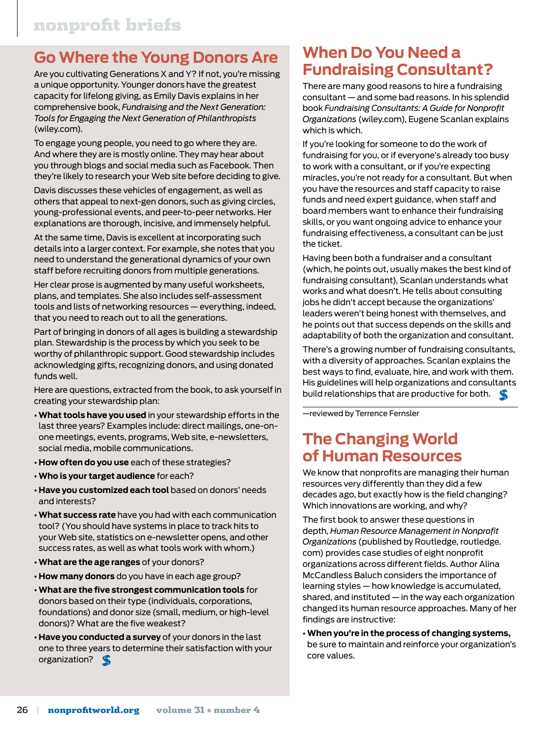## Go Where the Young Donors Are

Are you cultivating Generations X and Y? If not, you're missing a unique opportunity. Younger donors have the greatest capacity for lifelong giving, as Emily Davis explains in her comprehensive book, *Fundraising and the Next Generation: Tools for Engaging the Next Generation of Philanthropists* (wiley.com).

To engage young people, you need to go where they are. And where they are is mostly online. They may hear about you through blogs and social media such as Facebook. Then they're likely to research your Web site before deciding to give.

Davis discusses these vehicles of engagement, as well as others that appeal to next-gen donors, such as giving circles, young-professional events, and peer-to-peer networks. Her explanations are thorough, incisive, and immensely helpful.

At the same time, Davis is excellent at incorporating such details into a larger context. For example, she notes that you need to understand the generational dynamics of your own staff before recruiting donors from multiple generations.

Her clear prose is augmented by many useful worksheets, plans, and templates. She also includes self-assessment tools and lists of networking resources — everything, indeed, that you need to reach out to all the generations.

Part of bringing in donors of all ages is building a stewardship plan. Stewardship is the process by which you seek to be worthy of philanthropic support. Good stewardship includes acknowledging gifts, recognizing donors, and using donated funds well.

Here are questions, extracted from the book, to ask yourself in creating your stewardship plan:

- **What tools have you used** in your stewardship efforts in the last three years? Examples include: direct mailings, one-on-one meetings, events, programs, Web site, e-newsletters, social media, mobile communications.
- **How often do you use** each of these strategies?
- **Who is your target audience** for each?
- **Have you customized each tool** based on donors' needs and interests?
- **What success rate** have you had with each communication tool? (You should have systems in place to track hits to your Web site, statistics on e-newsletter opens, and other success rates, as well as what tools work with whom.)
- **What are the age ranges** of your donors?
- **How many donors** do you have in each age group?
- **What are the five strongest communication tools** for donors based on their type (individuals, corporations, foundations) and donor size (small, medium, or high-level donors)? What are the five weakest?
- **Have you conducted a survey** of your donors in the last one to three years to determine their satisfaction with your organization?

## When Do You Need a Fundraising Consultant?

There are many good reasons to hire a fundraising consultant — and some bad reasons. In his splendid book *Fundraising Consultants: A Guide for Nonprofit Organizations* (wiley.com), Eugene Scanlan explains which is which.

If you're looking for someone to do the work of fundraising for you, or if everyone's already too busy to work with a consultant, or if you're expecting miracles, you're not ready for a consultant. But when you have the resources and staff capacity to raise funds and need expert guidance, when staff and board members want to enhance their fundraising skills, or you want ongoing advice to enhance your fundraising effectiveness, a consultant can be just the ticket.

Having been both a fundraiser and a consultant (which, he points out, usually makes the best kind of fundraising consultant), Scanlan understands what works and what doesn't. He tells about consulting jobs he didn't accept because the organizations' leaders weren't being honest with themselves, and he points out that success depends on the skills and adaptability of both the organization and consultant.

There's a growing number of fundraising consultants, with a diversity of approaches. Scanlan explains the best ways to find, evaluate, hire, and work with them. His guidelines will help organizations and consultants build relationships that are productive for both.

—reviewed by Terrence Fernsler

## The Changing World of Human Resources

We know that nonprofits are managing their human resources very differently than they did a few decades ago, but exactly how is the field changing? Which innovations are working, and why?

The first book to answer these questions in depth, *Human Resource Management in Nonprofit Organizations* (published by Routledge, routledge.com) provides case studies of eight nonprofit organizations across different fields. Author Alina McCandless Baluch considers the importance of learning styles — how knowledge is accumulated, shared, and instituted — in the way each organization changed its human resource approaches. Many of her findings are instructive:

- **When you're in the process of changing systems,** be sure to maintain and reinforce your organization's core values.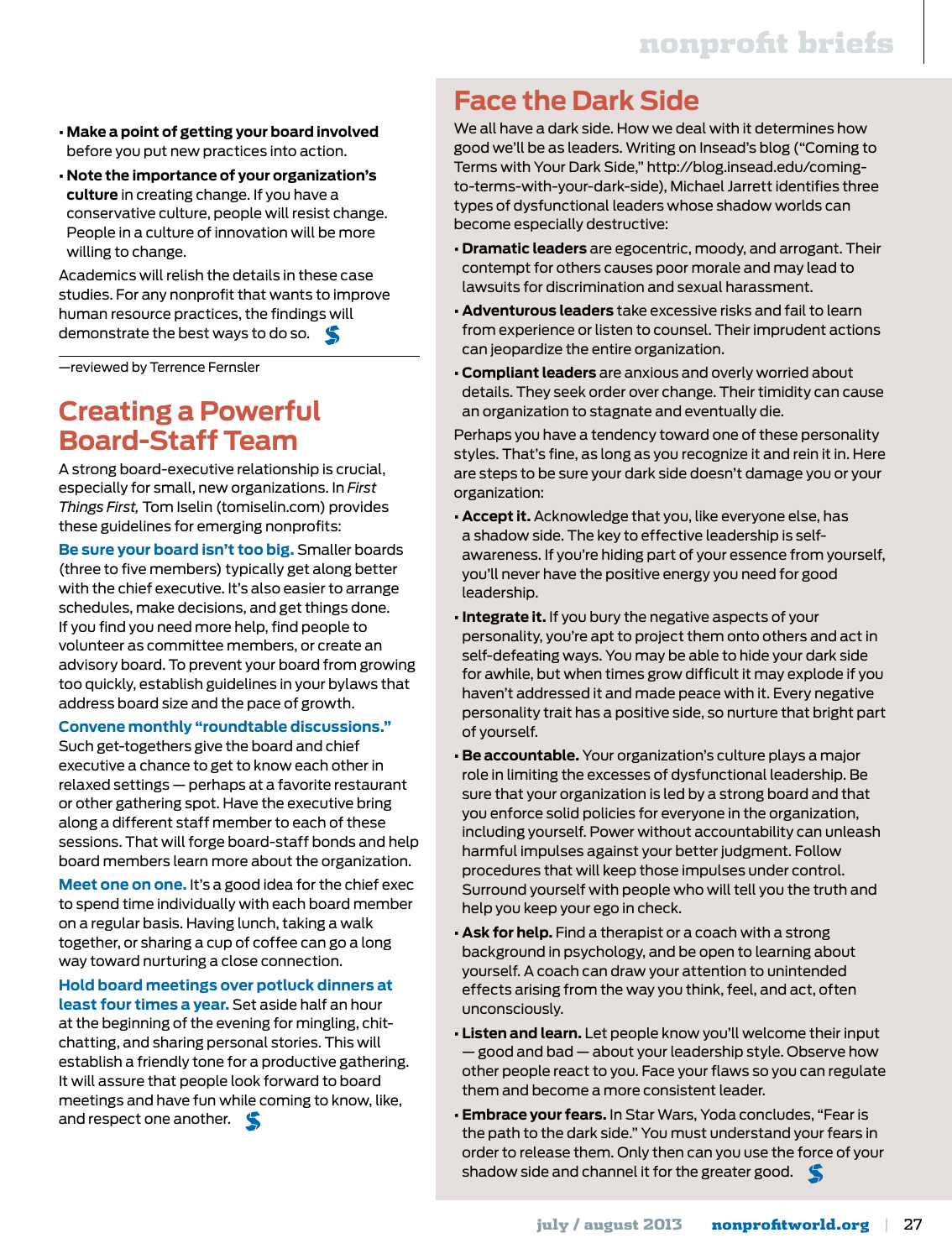- **Make a point of getting your board involved** before you put new practices into action.
- **Note the importance of your organization's culture** in creating change. If you have a conservative culture, people will resist change. People in a culture of innovation will be more willing to change.

Academics will relish the details in these case studies. For any nonprofit that wants to improve human resource practices, the findings will demonstrate the best ways to do so.

—reviewed by Terrence Fernsler

## Creating a Powerful Board-Staff Team

A strong board-executive relationship is crucial, especially for small, new organizations. In *First Things First,* Tom Iselin (tomiselin.com) provides these guidelines for emerging nonprofits:

**Be sure your board isn't too big.** Smaller boards (three to five members) typically get along better with the chief executive. It's also easier to arrange schedules, make decisions, and get things done. If you find you need more help, find people to volunteer as committee members, or create an advisory board. To prevent your board from growing too quickly, establish guidelines in your bylaws that address board size and the pace of growth.

**Convene monthly "roundtable discussions."** Such get-togethers give the board and chief executive a chance to get to know each other in relaxed settings — perhaps at a favorite restaurant or other gathering spot. Have the executive bring along a different staff member to each of these sessions. That will forge board-staff bonds and help board members learn more about the organization.

**Meet one on one.** It's a good idea for the chief exec to spend time individually with each board member on a regular basis. Having lunch, taking a walk together, or sharing a cup of coffee can go a long way toward nurturing a close connection.

**Hold board meetings over potluck dinners at least four times a year.** Set aside half an hour at the beginning of the evening for mingling, chit-chatting, and sharing personal stories. This will establish a friendly tone for a productive gathering. It will assure that people look forward to board meetings and have fun while coming to know, like, and respect one another.

## Face the Dark Side

We all have a dark side. How we deal with it determines how good we'll be as leaders. Writing on Insead's blog ("Coming to Terms with Your Dark Side," http://blog.insead.edu/coming-to-terms-with-your-dark-side), Michael Jarrett identifies three types of dysfunctional leaders whose shadow worlds can become especially destructive:

- **Dramatic leaders** are egocentric, moody, and arrogant. Their contempt for others causes poor morale and may lead to lawsuits for discrimination and sexual harassment.
- **Adventurous leaders** take excessive risks and fail to learn from experience or listen to counsel. Their imprudent actions can jeopardize the entire organization.
- **Compliant leaders** are anxious and overly worried about details. They seek order over change. Their timidity can cause an organization to stagnate and eventually die.

Perhaps you have a tendency toward one of these personality styles. That's fine, as long as you recognize it and rein it in. Here are steps to be sure your dark side doesn't damage you or your organization:

- **Accept it.** Acknowledge that you, like everyone else, has a shadow side. The key to effective leadership is self-awareness. If you're hiding part of your essence from yourself, you'll never have the positive energy you need for good leadership.
- **Integrate it.** If you bury the negative aspects of your personality, you're apt to project them onto others and act in self-defeating ways. You may be able to hide your dark side for awhile, but when times grow difficult it may explode if you haven't addressed it and made peace with it. Every negative personality trait has a positive side, so nurture that bright part of yourself.
- **Be accountable.** Your organization's culture plays a major role in limiting the excesses of dysfunctional leadership. Be sure that your organization is led by a strong board and that you enforce solid policies for everyone in the organization, including yourself. Power without accountability can unleash harmful impulses against your better judgment. Follow procedures that will keep those impulses under control. Surround yourself with people who will tell you the truth and help you keep your ego in check.
- **Ask for help.** Find a therapist or a coach with a strong background in psychology, and be open to learning about yourself. A coach can draw your attention to unintended effects arising from the way you think, feel, and act, often unconsciously.
- **Listen and learn.** Let people know you'll welcome their input — good and bad — about your leadership style. Observe how other people react to you. Face your flaws so you can regulate them and become a more consistent leader.
- **Embrace your fears.** In Star Wars, Yoda concludes, "Fear is the path to the dark side." You must understand your fears in order to release them. Only then can you use the force of your shadow side and channel it for the greater good.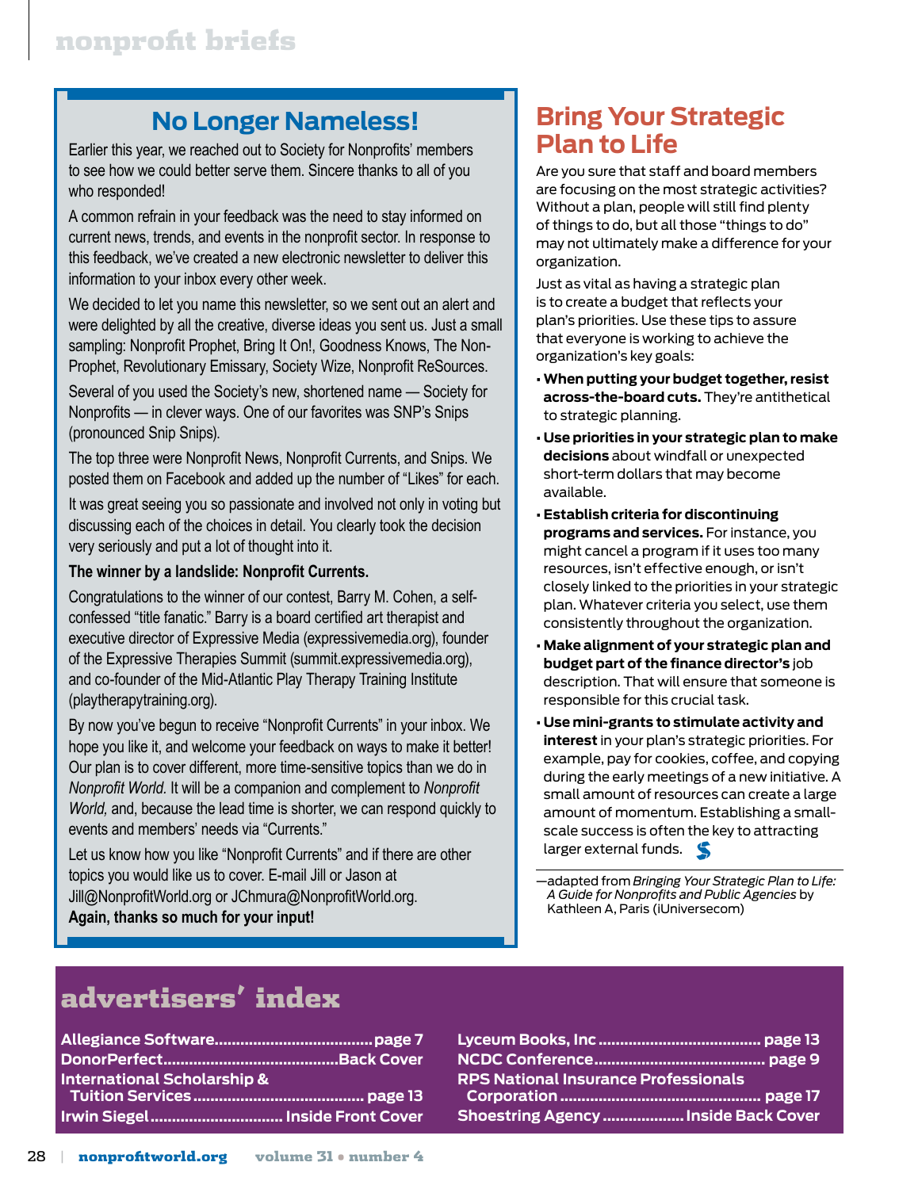## No Longer Nameless!

Earlier this year, we reached out to Society for Nonprofits' members to see how we could better serve them. Sincere thanks to all of you who responded!

A common refrain in your feedback was the need to stay informed on current news, trends, and events in the nonprofit sector. In response to this feedback, we've created a new electronic newsletter to deliver this information to your inbox every other week.

We decided to let you name this newsletter, so we sent out an alert and were delighted by all the creative, diverse ideas you sent us. Just a small sampling: Nonprofit Prophet, Bring It On!, Goodness Knows, The Non-Prophet, Revolutionary Emissary, Society Wize, Nonprofit ReSources.

Several of you used the Society's new, shortened name — Society for Nonprofits — in clever ways. One of our favorites was SNP's Snips (pronounced Snip Snips).

The top three were Nonprofit News, Nonprofit Currents, and Snips. We posted them on Facebook and added up the number of "Likes" for each.

It was great seeing you so passionate and involved not only in voting but discussing each of the choices in detail. You clearly took the decision very seriously and put a lot of thought into it.

**The winner by a landslide: Nonprofit Currents.**

Congratulations to the winner of our contest, Barry M. Cohen, a self-confessed "title fanatic." Barry is a board certified art therapist and executive director of Expressive Media (expressivemedia.org), founder of the Expressive Therapies Summit (summit.expressivemedia.org), and co-founder of the Mid-Atlantic Play Therapy Training Institute (playtherapytraining.org).

By now you've begun to receive "Nonprofit Currents" in your inbox. We hope you like it, and welcome your feedback on ways to make it better! Our plan is to cover different, more time-sensitive topics than we do in *Nonprofit World*. It will be a companion and complement to *Nonprofit World,* and, because the lead time is shorter, we can respond quickly to events and members' needs via "Currents."

Let us know how you like "Nonprofit Currents" and if there are other topics you would like us to cover. E-mail Jill or Jason at Jill@NonprofitWorld.org or JChmura@NonprofitWorld.org.

**Again, thanks so much for your input!**

## Bring Your Strategic Plan to Life

Are you sure that staff and board members are focusing on the most strategic activities? Without a plan, people will still find plenty of things to do, but all those "things to do" may not ultimately make a difference for your organization.

Just as vital as having a strategic plan is to create a budget that reflects your plan's priorities. Use these tips to assure that everyone is working to achieve the organization's key goals:

- **When putting your budget together, resist across-the-board cuts.** They're antithetical to strategic planning.
- **Use priorities in your strategic plan to make decisions** about windfall or unexpected short-term dollars that may become available.
- **Establish criteria for discontinuing programs and services.** For instance, you might cancel a program if it uses too many resources, isn't effective enough, or isn't closely linked to the priorities in your strategic plan. Whatever criteria you select, use them consistently throughout the organization.
- **Make alignment of your strategic plan and budget part of the finance director's** job description. That will ensure that someone is responsible for this crucial task.
- **Use mini-grants to stimulate activity and interest** in your plan's strategic priorities. For example, pay for cookies, coffee, and copying during the early meetings of a new initiative. A small amount of resources can create a large amount of momentum. Establishing a small-scale success is often the key to attracting larger external funds.

—adapted from *Bringing Your Strategic Plan to Life: A Guide for Nonprofits and Public Agencies* by Kathleen A, Paris (iUniversecom)

## advertisers' index

- Allegiance Software.................................... page 7
- DonorPerfect........................................ Back Cover
- International Scholarship & Tuition Services....................................... page 13
- Irwin Siegel.............................. Inside Front Cover
- Lyceum Books, Inc..................................... page 13
- NCDC Conference...................................... page 9
- RPS National Insurance Professionals Corporation............................................. page 17
- Shoestring Agency.................. Inside Back Cover